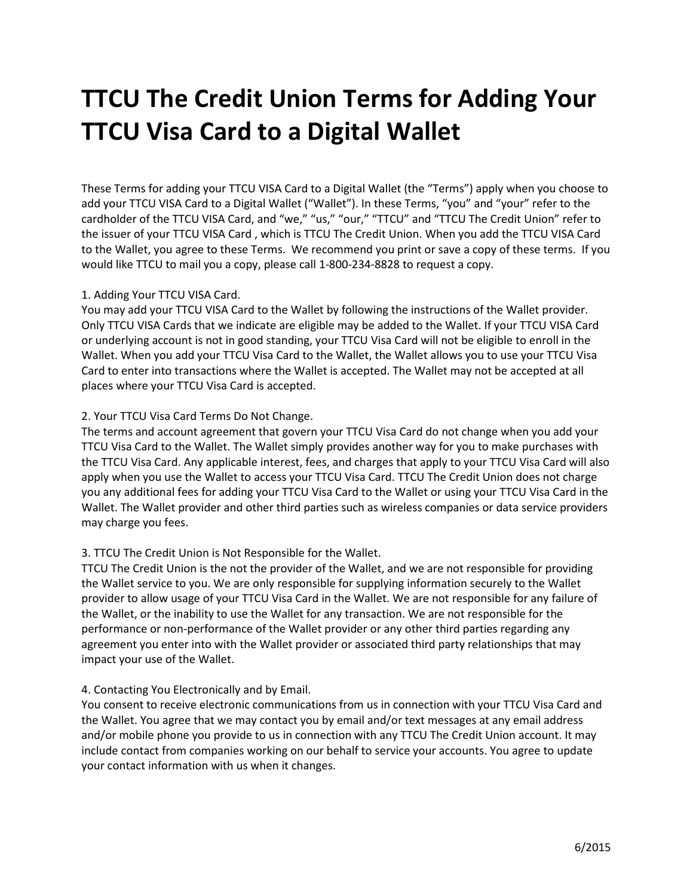# TTCU The Credit Union Terms for Adding Your TTCU Visa Card to a Digital Wallet

These Terms for adding your TTCU VISA Card to a Digital Wallet (the "Terms") apply when you choose to add your TTCU VISA Card to a Digital Wallet ("Wallet"). In these Terms, "you" and "your" refer to the cardholder of the TTCU VISA Card, and "we," "us," "our," "TTCU" and "TTCU The Credit Union" refer to the issuer of your TTCU VISA Card , which is TTCU The Credit Union. When you add the TTCU VISA Card to the Wallet, you agree to these Terms. We recommend you print or save a copy of these terms. If you would like TTCU to mail you a copy, please call 1-800-234-8828 to request a copy.

1. Adding Your TTCU VISA Card.
You may add your TTCU VISA Card to the Wallet by following the instructions of the Wallet provider. Only TTCU VISA Cards that we indicate are eligible may be added to the Wallet. If your TTCU VISA Card or underlying account is not in good standing, your TTCU Visa Card will not be eligible to enroll in the Wallet. When you add your TTCU Visa Card to the Wallet, the Wallet allows you to use your TTCU Visa Card to enter into transactions where the Wallet is accepted. The Wallet may not be accepted at all places where your TTCU Visa Card is accepted.

2. Your TTCU Visa Card Terms Do Not Change.
The terms and account agreement that govern your TTCU Visa Card do not change when you add your TTCU Visa Card to the Wallet. The Wallet simply provides another way for you to make purchases with the TTCU Visa Card. Any applicable interest, fees, and charges that apply to your TTCU Visa Card will also apply when you use the Wallet to access your TTCU Visa Card. TTCU The Credit Union does not charge you any additional fees for adding your TTCU Visa Card to the Wallet or using your TTCU Visa Card in the Wallet. The Wallet provider and other third parties such as wireless companies or data service providers may charge you fees.

3. TTCU The Credit Union is Not Responsible for the Wallet.
TTCU The Credit Union is the not the provider of the Wallet, and we are not responsible for providing the Wallet service to you. We are only responsible for supplying information securely to the Wallet provider to allow usage of your TTCU Visa Card in the Wallet. We are not responsible for any failure of the Wallet, or the inability to use the Wallet for any transaction. We are not responsible for the performance or non-performance of the Wallet provider or any other third parties regarding any agreement you enter into with the Wallet provider or associated third party relationships that may impact your use of the Wallet.

4. Contacting You Electronically and by Email.
You consent to receive electronic communications from us in connection with your TTCU Visa Card and the Wallet. You agree that we may contact you by email and/or text messages at any email address and/or mobile phone you provide to us in connection with any TTCU The Credit Union account. It may include contact from companies working on our behalf to service your accounts. You agree to update your contact information with us when it changes.

6/2015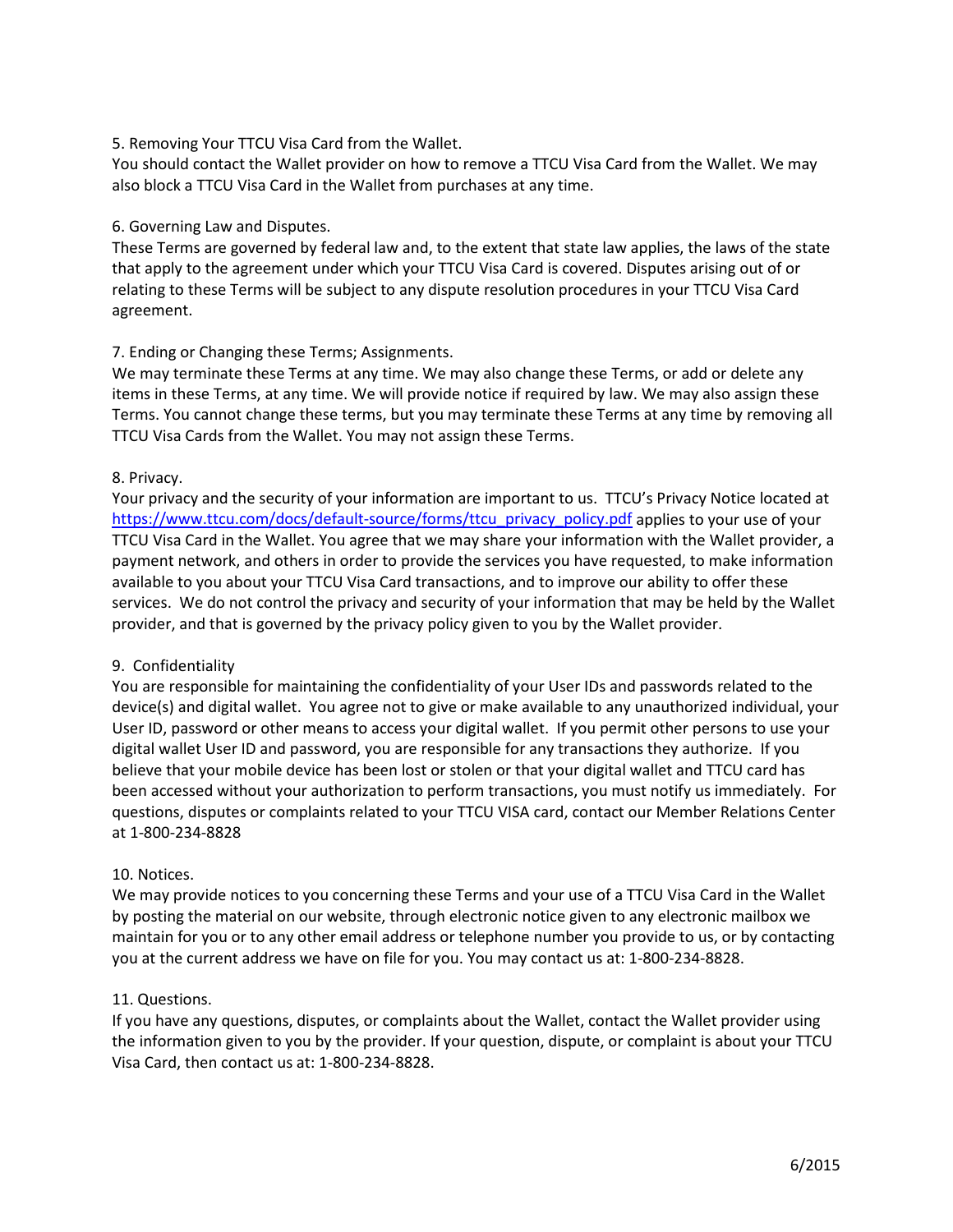5. Removing Your TTCU Visa Card from the Wallet.
You should contact the Wallet provider on how to remove a TTCU Visa Card from the Wallet. We may also block a TTCU Visa Card in the Wallet from purchases at any time.

6. Governing Law and Disputes.
These Terms are governed by federal law and, to the extent that state law applies, the laws of the state that apply to the agreement under which your TTCU Visa Card is covered. Disputes arising out of or relating to these Terms will be subject to any dispute resolution procedures in your TTCU Visa Card agreement.

7. Ending or Changing these Terms; Assignments.
We may terminate these Terms at any time. We may also change these Terms, or add or delete any items in these Terms, at any time. We will provide notice if required by law. We may also assign these Terms. You cannot change these terms, but you may terminate these Terms at any time by removing all TTCU Visa Cards from the Wallet. You may not assign these Terms.

8. Privacy.
Your privacy and the security of your information are important to us. TTCU's Privacy Notice located at https://www.ttcu.com/docs/default-source/forms/ttcu_privacy_policy.pdf applies to your use of your TTCU Visa Card in the Wallet. You agree that we may share your information with the Wallet provider, a payment network, and others in order to provide the services you have requested, to make information available to you about your TTCU Visa Card transactions, and to improve our ability to offer these services. We do not control the privacy and security of your information that may be held by the Wallet provider, and that is governed by the privacy policy given to you by the Wallet provider.

9. Confidentiality
You are responsible for maintaining the confidentiality of your User IDs and passwords related to the device(s) and digital wallet. You agree not to give or make available to any unauthorized individual, your User ID, password or other means to access your digital wallet. If you permit other persons to use your digital wallet User ID and password, you are responsible for any transactions they authorize. If you believe that your mobile device has been lost or stolen or that your digital wallet and TTCU card has been accessed without your authorization to perform transactions, you must notify us immediately. For questions, disputes or complaints related to your TTCU VISA card, contact our Member Relations Center at 1-800-234-8828

10. Notices.
We may provide notices to you concerning these Terms and your use of a TTCU Visa Card in the Wallet by posting the material on our website, through electronic notice given to any electronic mailbox we maintain for you or to any other email address or telephone number you provide to us, or by contacting you at the current address we have on file for you. You may contact us at: 1-800-234-8828.

11. Questions.
If you have any questions, disputes, or complaints about the Wallet, contact the Wallet provider using the information given to you by the provider. If your question, dispute, or complaint is about your TTCU Visa Card, then contact us at: 1-800-234-8828.

6/2015